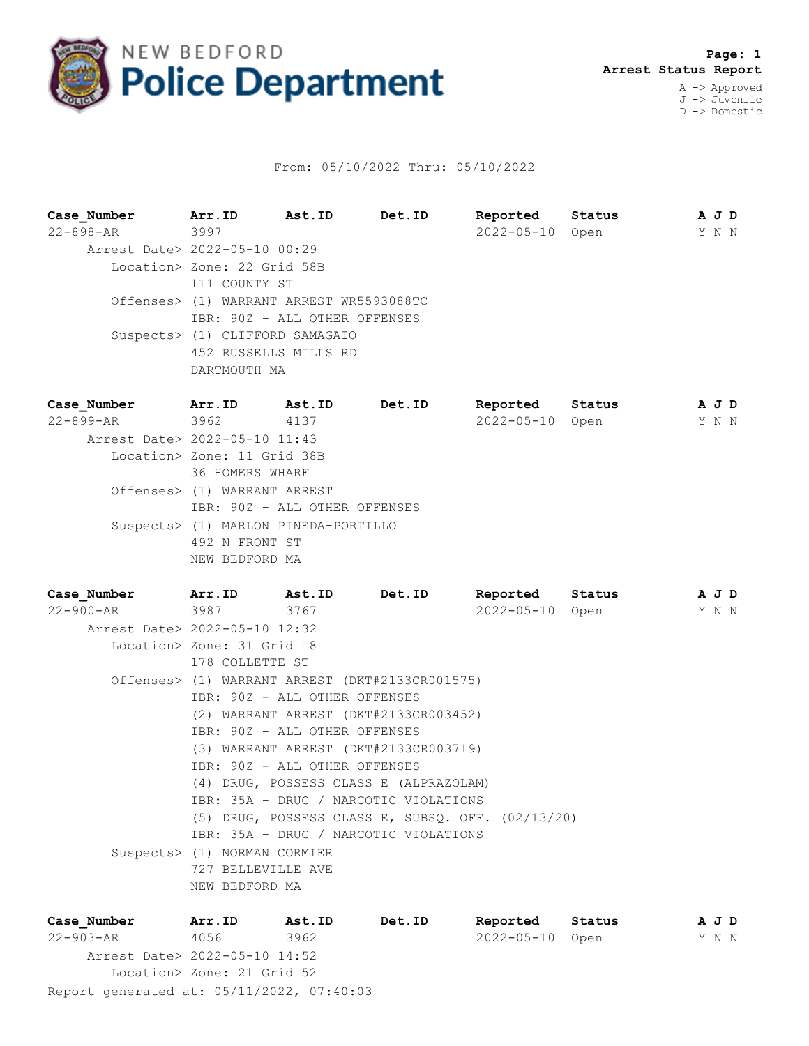# NEW BEDFORD Police Department

**Page: 1**
**Arrest Status Report**

A -> Approved
J -> Juvenile
D -> Domestic

From: 05/10/2022 Thru: 05/10/2022

| Case_Number | Arr.ID | Ast.ID | Det.ID | Reported | Status | A J D |
|---|---|---|---|---|---|---|
| 22-898-AR | 3997 | | | 2022-05-10 | Open | Y N N |

Arrest Date> 2022-05-10 00:29
Location> Zone: 22 Grid 58B
111 COUNTY ST
Offenses> (1) WARRANT ARREST WR5593088TC
IBR: 90Z - ALL OTHER OFFENSES
Suspects> (1) CLIFFORD SAMAGAIO
452 RUSSELLS MILLS RD
DARTMOUTH MA

| Case_Number | Arr.ID | Ast.ID | Det.ID | Reported | Status | A J D |
|---|---|---|---|---|---|---|
| 22-899-AR | 3962 | 4137 | | 2022-05-10 | Open | Y N N |

Arrest Date> 2022-05-10 11:43
Location> Zone: 11 Grid 38B
36 HOMERS WHARF
Offenses> (1) WARRANT ARREST
IBR: 90Z - ALL OTHER OFFENSES
Suspects> (1) MARLON PINEDA-PORTILLO
492 N FRONT ST
NEW BEDFORD MA

| Case_Number | Arr.ID | Ast.ID | Det.ID | Reported | Status | A J D |
|---|---|---|---|---|---|---|
| 22-900-AR | 3987 | 3767 | | 2022-05-10 | Open | Y N N |

Arrest Date> 2022-05-10 12:32
Location> Zone: 31 Grid 18
178 COLLETTE ST
Offenses> (1) WARRANT ARREST (DKT#2133CR001575)
IBR: 90Z - ALL OTHER OFFENSES
(2) WARRANT ARREST (DKT#2133CR003452)
IBR: 90Z - ALL OTHER OFFENSES
(3) WARRANT ARREST (DKT#2133CR003719)
IBR: 90Z - ALL OTHER OFFENSES
(4) DRUG, POSSESS CLASS E (ALPRAZOLAM)
IBR: 35A - DRUG / NARCOTIC VIOLATIONS
(5) DRUG, POSSESS CLASS E, SUBSQ. OFF. (02/13/20)
IBR: 35A - DRUG / NARCOTIC VIOLATIONS
Suspects> (1) NORMAN CORMIER
727 BELLEVILLE AVE
NEW BEDFORD MA

| Case_Number | Arr.ID | Ast.ID | Det.ID | Reported | Status | A J D |
|---|---|---|---|---|---|---|
| 22-903-AR | 4056 | 3962 | | 2022-05-10 | Open | Y N N |

Arrest Date> 2022-05-10 14:52
Location> Zone: 21 Grid 52

Report generated at: 05/11/2022, 07:40:03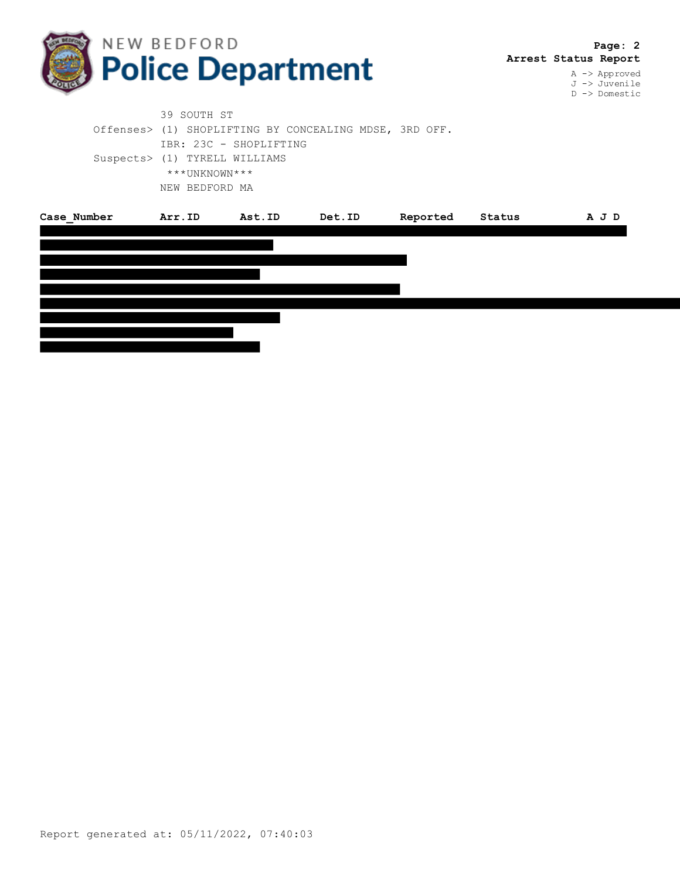39 SOUTH ST

Offenses> (1) SHOPLIFTING BY CONCEALING MDSE, 3RD OFF.

IBR: 23C - SHOPLIFTING

Suspects> (1) TYRELL WILLIAMS

***UNKNOWN***

NEW BEDFORD MA

| Case_Number | Arr.ID | Ast.ID | Det.ID | Reported | Status | A J D |
|---|---|---|---|---|---|---|

Report generated at: 05/11/2022, 07:40:03